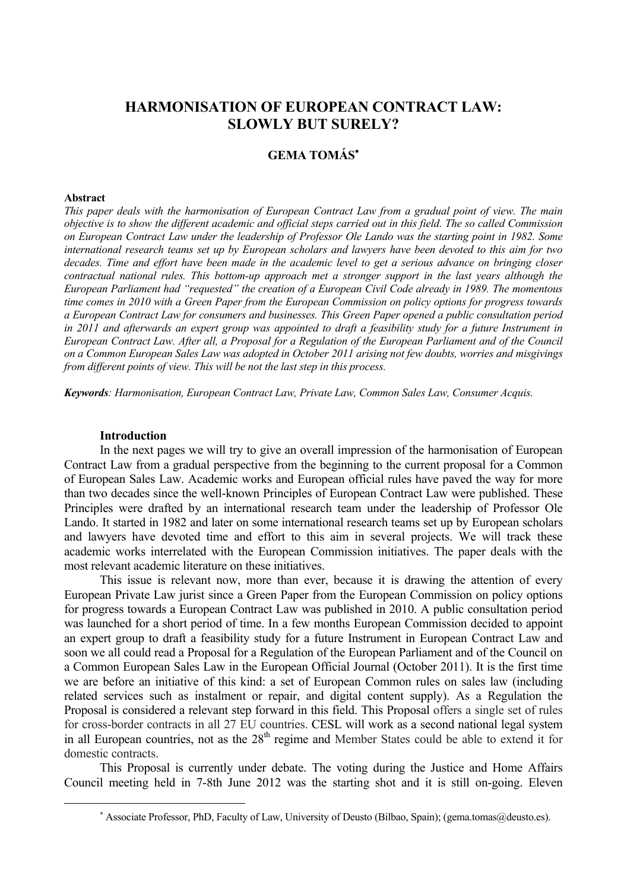# HARMONISATION OF EUROPEAN CONTRACT LAW: SLOWLY BUT SURELY?

## GEMA TOMÁS[*]

**Abstract**

*This paper deals with the harmonisation of European Contract Law from a gradual point of view. The main objective is to show the different academic and official steps carried out in this field. The so called Commission on European Contract Law under the leadership of Professor Ole Lando was the starting point in 1982. Some international research teams set up by European scholars and lawyers have been devoted to this aim for two decades. Time and effort have been made in the academic level to get a serious advance on bringing closer contractual national rules. This bottom-up approach met a stronger support in the last years although the European Parliament had "requested" the creation of a European Civil Code already in 1989. The momentous time comes in 2010 with a Green Paper from the European Commission on policy options for progress towards a European Contract Law for consumers and businesses. This Green Paper opened a public consultation period in 2011 and afterwards an expert group was appointed to draft a feasibility study for a future Instrument in European Contract Law. After all, a Proposal for a Regulation of the European Parliament and of the Council on a Common European Sales Law was adopted in October 2011 arising not few doubts, worries and misgivings from different points of view. This will be not the last step in this process.*

***Keywords**: Harmonisation, European Contract Law, Private Law, Common Sales Law, Consumer Acquis.*

### Introduction

In the next pages we will try to give an overall impression of the harmonisation of European Contract Law from a gradual perspective from the beginning to the current proposal for a Common of European Sales Law. Academic works and European official rules have paved the way for more than two decades since the well-known Principles of European Contract Law were published. These Principles were drafted by an international research team under the leadership of Professor Ole Lando. It started in 1982 and later on some international research teams set up by European scholars and lawyers have devoted time and effort to this aim in several projects. We will track these academic works interrelated with the European Commission initiatives. The paper deals with the most relevant academic literature on these initiatives.

This issue is relevant now, more than ever, because it is drawing the attention of every European Private Law jurist since a Green Paper from the European Commission on policy options for progress towards a European Contract Law was published in 2010. A public consultation period was launched for a short period of time. In a few months European Commission decided to appoint an expert group to draft a feasibility study for a future Instrument in European Contract Law and soon we all could read a Proposal for a Regulation of the European Parliament and of the Council on a Common European Sales Law in the European Official Journal (October 2011). It is the first time we are before an initiative of this kind: a set of European Common rules on sales law (including related services such as instalment or repair, and digital content supply). As a Regulation the Proposal is considered a relevant step forward in this field. This Proposal offers a single set of rules for cross-border contracts in all 27 EU countries. CESL will work as a second national legal system in all European countries, not as the 28[th] regime and Member States could be able to extend it for domestic contracts.

This Proposal is currently under debate. The voting during the Justice and Home Affairs Council meeting held in 7-8th June 2012 was the starting shot and it is still on-going. Eleven

[*] Associate Professor, PhD, Faculty of Law, University of Deusto (Bilbao, Spain); (gema.tomas@deusto.es).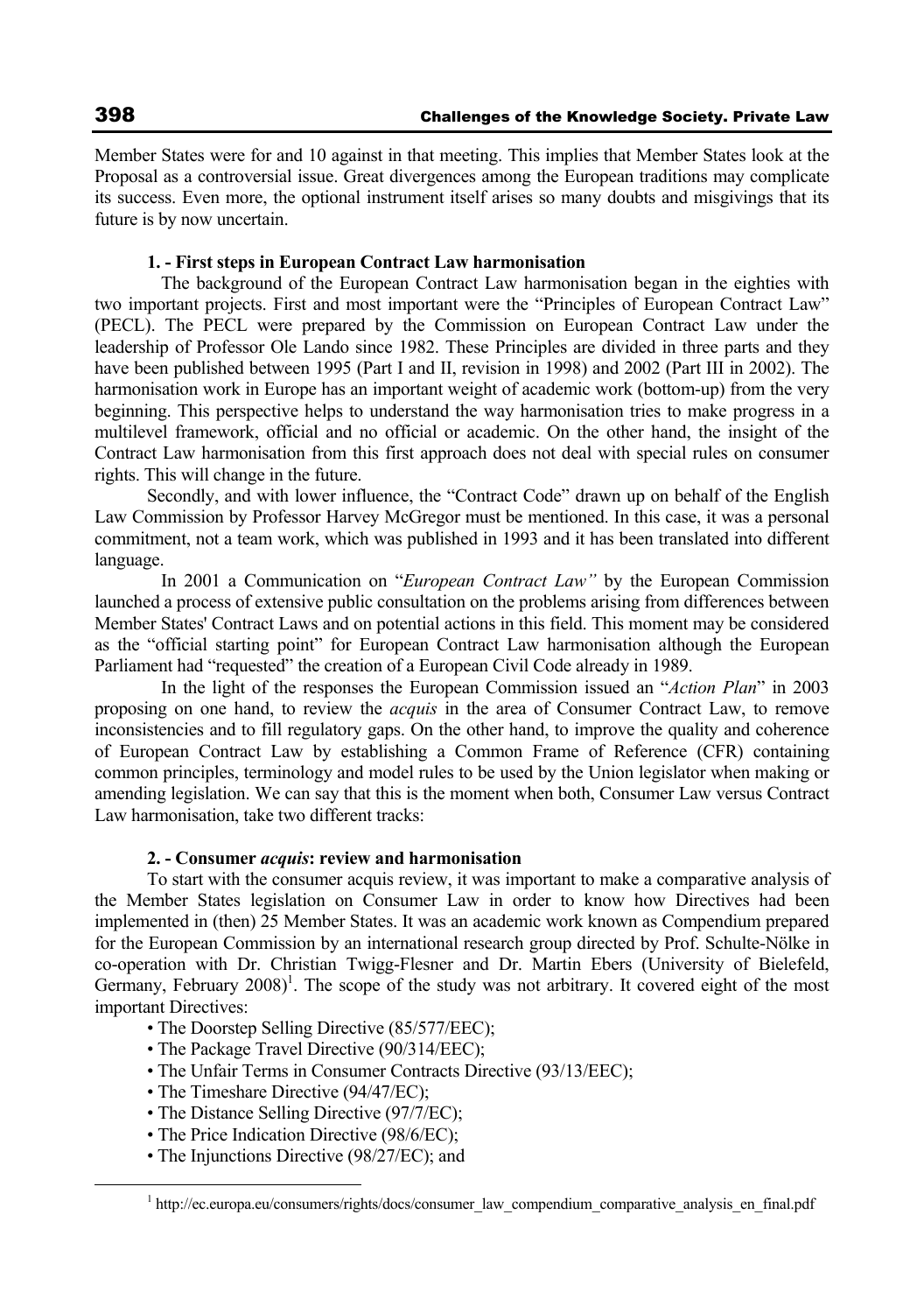Member States were for and 10 against in that meeting. This implies that Member States look at the Proposal as a controversial issue. Great divergences among the European traditions may complicate its success. Even more, the optional instrument itself arises so many doubts and misgivings that its future is by now uncertain.

### 1. - First steps in European Contract Law harmonisation

The background of the European Contract Law harmonisation began in the eighties with two important projects. First and most important were the "Principles of European Contract Law" (PECL). The PECL were prepared by the Commission on European Contract Law under the leadership of Professor Ole Lando since 1982. These Principles are divided in three parts and they have been published between 1995 (Part I and II, revision in 1998) and 2002 (Part III in 2002). The harmonisation work in Europe has an important weight of academic work (bottom-up) from the very beginning. This perspective helps to understand the way harmonisation tries to make progress in a multilevel framework, official and no official or academic. On the other hand, the insight of the Contract Law harmonisation from this first approach does not deal with special rules on consumer rights. This will change in the future.

Secondly, and with lower influence, the "Contract Code" drawn up on behalf of the English Law Commission by Professor Harvey McGregor must be mentioned. In this case, it was a personal commitment, not a team work, which was published in 1993 and it has been translated into different language.

In 2001 a Communication on "*European Contract Law"* by the European Commission launched a process of extensive public consultation on the problems arising from differences between Member States' Contract Laws and on potential actions in this field. This moment may be considered as the "official starting point" for European Contract Law harmonisation although the European Parliament had "requested" the creation of a European Civil Code already in 1989.

In the light of the responses the European Commission issued an "*Action Plan*" in 2003 proposing on one hand, to review the *acquis* in the area of Consumer Contract Law, to remove inconsistencies and to fill regulatory gaps. On the other hand, to improve the quality and coherence of European Contract Law by establishing a Common Frame of Reference (CFR) containing common principles, terminology and model rules to be used by the Union legislator when making or amending legislation. We can say that this is the moment when both, Consumer Law versus Contract Law harmonisation, take two different tracks:

### 2. - Consumer *acquis*: review and harmonisation

To start with the consumer acquis review, it was important to make a comparative analysis of the Member States legislation on Consumer Law in order to know how Directives had been implemented in (then) 25 Member States. It was an academic work known as Compendium prepared for the European Commission by an international research group directed by Prof. Schulte-Nölke in co-operation with Dr. Christian Twigg-Flesner and Dr. Martin Ebers (University of Bielefeld, Germany, February 2008)[1]. The scope of the study was not arbitrary. It covered eight of the most important Directives:

- The Doorstep Selling Directive (85/577/EEC);
- The Package Travel Directive (90/314/EEC);
- The Unfair Terms in Consumer Contracts Directive (93/13/EEC);
- The Timeshare Directive (94/47/EC);
- The Distance Selling Directive (97/7/EC);
- The Price Indication Directive (98/6/EC);
- The Injunctions Directive (98/27/EC); and

[1] http://ec.europa.eu/consumers/rights/docs/consumer_law_compendium_comparative_analysis_en_final.pdf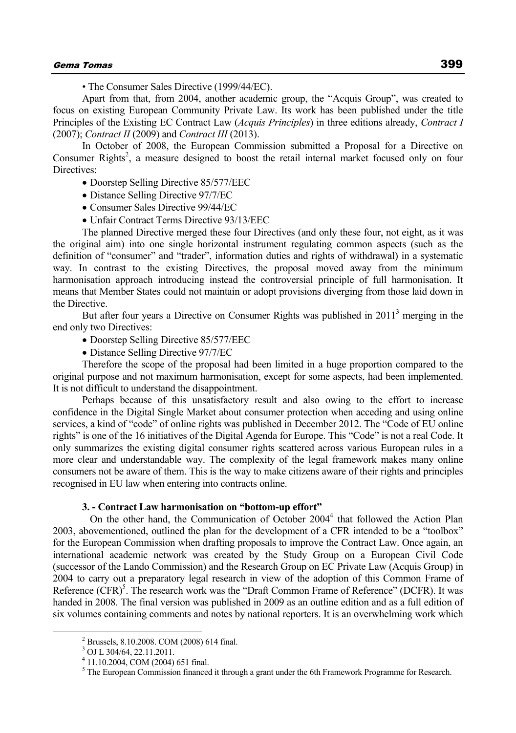• The Consumer Sales Directive (1999/44/EC).

Apart from that, from 2004, another academic group, the "Acquis Group", was created to focus on existing European Community Private Law. Its work has been published under the title Principles of the Existing EC Contract Law (*Acquis Principles*) in three editions already, *Contract I* (2007); *Contract II* (2009) and *Contract III* (2013).

In October of 2008, the European Commission submitted a Proposal for a Directive on Consumer Rights[2], a measure designed to boost the retail internal market focused only on four Directives:

- Doorstep Selling Directive 85/577/EEC
- Distance Selling Directive 97/7/EC
- Consumer Sales Directive 99/44/EC
- Unfair Contract Terms Directive 93/13/EEC

The planned Directive merged these four Directives (and only these four, not eight, as it was the original aim) into one single horizontal instrument regulating common aspects (such as the definition of "consumer" and "trader", information duties and rights of withdrawal) in a systematic way. In contrast to the existing Directives, the proposal moved away from the minimum harmonisation approach introducing instead the controversial principle of full harmonisation. It means that Member States could not maintain or adopt provisions diverging from those laid down in the Directive.

But after four years a Directive on Consumer Rights was published in 2011[3] merging in the end only two Directives:

- Doorstep Selling Directive 85/577/EEC
- Distance Selling Directive 97/7/EC

Therefore the scope of the proposal had been limited in a huge proportion compared to the original purpose and not maximum harmonisation, except for some aspects, had been implemented. It is not difficult to understand the disappointment.

Perhaps because of this unsatisfactory result and also owing to the effort to increase confidence in the Digital Single Market about consumer protection when acceding and using online services, a kind of "code" of online rights was published in December 2012. The "Code of EU online rights" is one of the 16 initiatives of the Digital Agenda for Europe. This "Code" is not a real Code. It only summarizes the existing digital consumer rights scattered across various European rules in a more clear and understandable way. The complexity of the legal framework makes many online consumers not be aware of them. This is the way to make citizens aware of their rights and principles recognised in EU law when entering into contracts online.

### 3. - Contract Law harmonisation on "bottom-up effort"

On the other hand, the Communication of October 2004[4] that followed the Action Plan 2003, abovementioned, outlined the plan for the development of a CFR intended to be a "toolbox" for the European Commission when drafting proposals to improve the Contract Law. Once again, an international academic network was created by the Study Group on a European Civil Code (successor of the Lando Commission) and the Research Group on EC Private Law (Acquis Group) in 2004 to carry out a preparatory legal research in view of the adoption of this Common Frame of Reference (CFR)[5]. The research work was the "Draft Common Frame of Reference" (DCFR). It was handed in 2008. The final version was published in 2009 as an outline edition and as a full edition of six volumes containing comments and notes by national reporters. It is an overwhelming work which

---

[2] Brussels, 8.10.2008. COM (2008) 614 final.

[3] OJ L 304/64, 22.11.2011.

[4] 11.10.2004, COM (2004) 651 final.

[5] The European Commission financed it through a grant under the 6th Framework Programme for Research.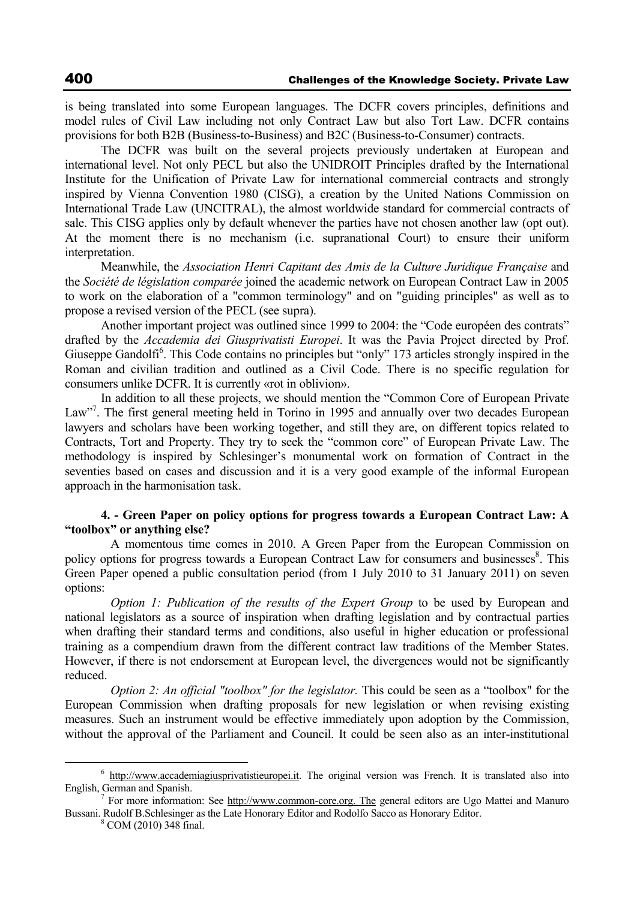is being translated into some European languages. The DCFR covers principles, definitions and model rules of Civil Law including not only Contract Law but also Tort Law. DCFR contains provisions for both B2B (Business-to-Business) and B2C (Business-to-Consumer) contracts.

The DCFR was built on the several projects previously undertaken at European and international level. Not only PECL but also the UNIDROIT Principles drafted by the International Institute for the Unification of Private Law for international commercial contracts and strongly inspired by Vienna Convention 1980 (CISG), a creation by the United Nations Commission on International Trade Law (UNCITRAL), the almost worldwide standard for commercial contracts of sale. This CISG applies only by default whenever the parties have not chosen another law (opt out). At the moment there is no mechanism (i.e. supranational Court) to ensure their uniform interpretation.

Meanwhile, the *Association Henri Capitant des Amis de la Culture Juridique Française* and the *Société de législation comparée* joined the academic network on European Contract Law in 2005 to work on the elaboration of a "common terminology" and on "guiding principles" as well as to propose a revised version of the PECL (see supra).

Another important project was outlined since 1999 to 2004: the "Code européen des contrats" drafted by the *Accademia dei Giusprivatisti Europei*. It was the Pavia Project directed by Prof. Giuseppe Gandolfi[6]. This Code contains no principles but "only" 173 articles strongly inspired in the Roman and civilian tradition and outlined as a Civil Code. There is no specific regulation for consumers unlike DCFR. It is currently «rot in oblivion».

In addition to all these projects, we should mention the "Common Core of European Private Law"[7]. The first general meeting held in Torino in 1995 and annually over two decades European lawyers and scholars have been working together, and still they are, on different topics related to Contracts, Tort and Property. They try to seek the "common core" of European Private Law. The methodology is inspired by Schlesinger's monumental work on formation of Contract in the seventies based on cases and discussion and it is a very good example of the informal European approach in the harmonisation task.

## 4. - Green Paper on policy options for progress towards a European Contract Law: A "toolbox" or anything else?

A momentous time comes in 2010. A Green Paper from the European Commission on policy options for progress towards a European Contract Law for consumers and businesses[8]. This Green Paper opened a public consultation period (from 1 July 2010 to 31 January 2011) on seven options:

*Option 1: Publication of the results of the Expert Group* to be used by European and national legislators as a source of inspiration when drafting legislation and by contractual parties when drafting their standard terms and conditions, also useful in higher education or professional training as a compendium drawn from the different contract law traditions of the Member States. However, if there is not endorsement at European level, the divergences would not be significantly reduced.

*Option 2: An official "toolbox" for the legislator.* This could be seen as a "toolbox" for the European Commission when drafting proposals for new legislation or when revising existing measures. Such an instrument would be effective immediately upon adoption by the Commission, without the approval of the Parliament and Council. It could be seen also as an inter-institutional

---

[6] http://www.accademiagiusprivatistieuropei.it. The original version was French. It is translated also into English, German and Spanish.

[7] For more information: See http://www.common-core.org. The general editors are Ugo Mattei and Manuro Bussani. Rudolf B.Schlesinger as the Late Honorary Editor and Rodolfo Sacco as Honorary Editor.

[8] COM (2010) 348 final.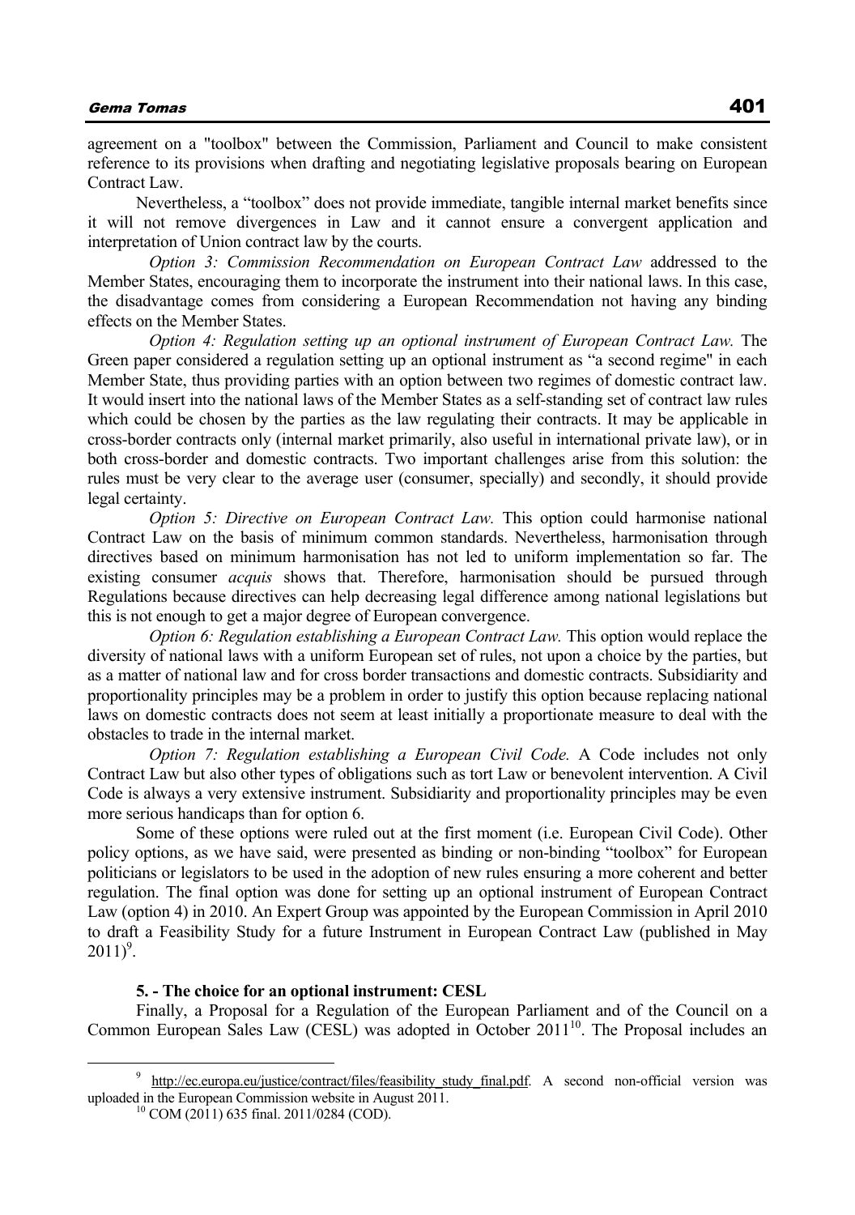agreement on a "toolbox" between the Commission, Parliament and Council to make consistent reference to its provisions when drafting and negotiating legislative proposals bearing on European Contract Law.

Nevertheless, a “toolbox” does not provide immediate, tangible internal market benefits since it will not remove divergences in Law and it cannot ensure a convergent application and interpretation of Union contract law by the courts.

*Option 3: Commission Recommendation on European Contract Law* addressed to the Member States, encouraging them to incorporate the instrument into their national laws. In this case, the disadvantage comes from considering a European Recommendation not having any binding effects on the Member States.

*Option 4: Regulation setting up an optional instrument of European Contract Law.* The Green paper considered a regulation setting up an optional instrument as “a second regime" in each Member State, thus providing parties with an option between two regimes of domestic contract law. It would insert into the national laws of the Member States as a self-standing set of contract law rules which could be chosen by the parties as the law regulating their contracts. It may be applicable in cross-border contracts only (internal market primarily, also useful in international private law), or in both cross-border and domestic contracts. Two important challenges arise from this solution: the rules must be very clear to the average user (consumer, specially) and secondly, it should provide legal certainty.

*Option 5: Directive on European Contract Law.* This option could harmonise national Contract Law on the basis of minimum common standards. Nevertheless, harmonisation through directives based on minimum harmonisation has not led to uniform implementation so far. The existing consumer *acquis* shows that. Therefore, harmonisation should be pursued through Regulations because directives can help decreasing legal difference among national legislations but this is not enough to get a major degree of European convergence.

*Option 6: Regulation establishing a European Contract Law.* This option would replace the diversity of national laws with a uniform European set of rules, not upon a choice by the parties, but as a matter of national law and for cross border transactions and domestic contracts. Subsidiarity and proportionality principles may be a problem in order to justify this option because replacing national laws on domestic contracts does not seem at least initially a proportionate measure to deal with the obstacles to trade in the internal market.

*Option 7: Regulation establishing a European Civil Code.* A Code includes not only Contract Law but also other types of obligations such as tort Law or benevolent intervention. A Civil Code is always a very extensive instrument. Subsidiarity and proportionality principles may be even more serious handicaps than for option 6.

Some of these options were ruled out at the first moment (i.e. European Civil Code). Other policy options, as we have said, were presented as binding or non-binding “toolbox” for European politicians or legislators to be used in the adoption of new rules ensuring a more coherent and better regulation. The final option was done for setting up an optional instrument of European Contract Law (option 4) in 2010. An Expert Group was appointed by the European Commission in April 2010 to draft a Feasibility Study for a future Instrument in European Contract Law (published in May 2011)[9].

#### 5. - The choice for an optional instrument: CESL

Finally, a Proposal for a Regulation of the European Parliament and of the Council on a Common European Sales Law (CESL) was adopted in October 2011[10]. The Proposal includes an

---

[9] http://ec.europa.eu/justice/contract/files/feasibility_study_final.pdf. A second non-official version was uploaded in the European Commission website in August 2011.

[10] COM (2011) 635 final. 2011/0284 (COD).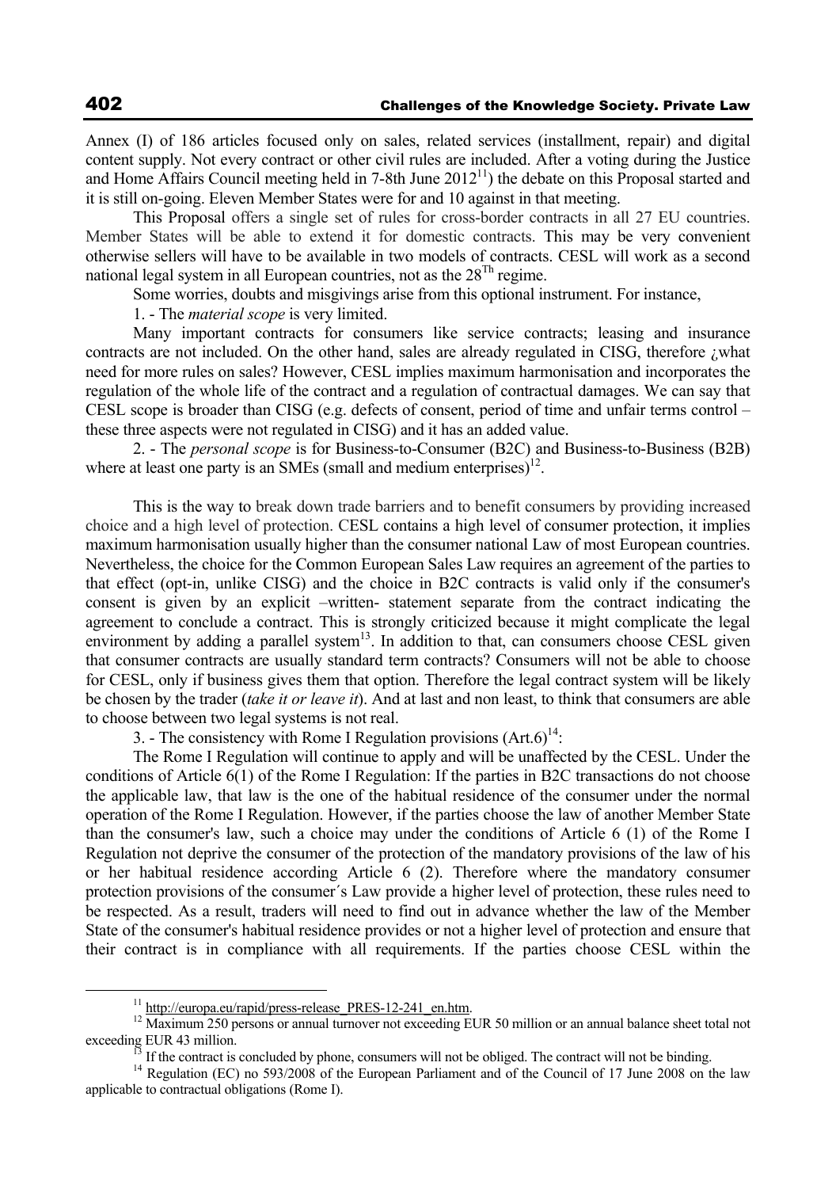Annex (I) of 186 articles focused only on sales, related services (installment, repair) and digital content supply. Not every contract or other civil rules are included. After a voting during the Justice and Home Affairs Council meeting held in 7-8th June 2012[11]) the debate on this Proposal started and it is still on-going. Eleven Member States were for and 10 against in that meeting.

This Proposal offers a single set of rules for cross-border contracts in all 27 EU countries. Member States will be able to extend it for domestic contracts. This may be very convenient otherwise sellers will have to be available in two models of contracts. CESL will work as a second national legal system in all European countries, not as the 28[Th] regime.

Some worries, doubts and misgivings arise from this optional instrument. For instance,

1. - The *material scope* is very limited.

Many important contracts for consumers like service contracts; leasing and insurance contracts are not included. On the other hand, sales are already regulated in CISG, therefore ¿what need for more rules on sales? However, CESL implies maximum harmonisation and incorporates the regulation of the whole life of the contract and a regulation of contractual damages. We can say that CESL scope is broader than CISG (e.g. defects of consent, period of time and unfair terms control – these three aspects were not regulated in CISG) and it has an added value.

2. - The *personal scope* is for Business-to-Consumer (B2C) and Business-to-Business (B2B) where at least one party is an SMEs (small and medium enterprises)[12].

This is the way to break down trade barriers and to benefit consumers by providing increased choice and a high level of protection. CESL contains a high level of consumer protection, it implies maximum harmonisation usually higher than the consumer national Law of most European countries. Nevertheless, the choice for the Common European Sales Law requires an agreement of the parties to that effect (opt-in, unlike CISG) and the choice in B2C contracts is valid only if the consumer's consent is given by an explicit –written- statement separate from the contract indicating the agreement to conclude a contract. This is strongly criticized because it might complicate the legal environment by adding a parallel system[13]. In addition to that, can consumers choose CESL given that consumer contracts are usually standard term contracts? Consumers will not be able to choose for CESL, only if business gives them that option. Therefore the legal contract system will be likely be chosen by the trader (*take it or leave it*). And at last and non least, to think that consumers are able to choose between two legal systems is not real.

3. - The consistency with Rome I Regulation provisions (Art.6)[14]:

The Rome I Regulation will continue to apply and will be unaffected by the CESL. Under the conditions of Article 6(1) of the Rome I Regulation: If the parties in B2C transactions do not choose the applicable law, that law is the one of the habitual residence of the consumer under the normal operation of the Rome I Regulation. However, if the parties choose the law of another Member State than the consumer's law, such a choice may under the conditions of Article 6 (1) of the Rome I Regulation not deprive the consumer of the protection of the mandatory provisions of the law of his or her habitual residence according Article 6 (2). Therefore where the mandatory consumer protection provisions of the consumer´s Law provide a higher level of protection, these rules need to be respected. As a result, traders will need to find out in advance whether the law of the Member State of the consumer's habitual residence provides or not a higher level of protection and ensure that their contract is in compliance with all requirements. If the parties choose CESL within the

---

[11] http://europa.eu/rapid/press-release_PRES-12-241_en.htm.

[12] Maximum 250 persons or annual turnover not exceeding EUR 50 million or an annual balance sheet total not exceeding EUR 43 million.

[13] If the contract is concluded by phone, consumers will not be obliged. The contract will not be binding.

[14] Regulation (EC) no 593/2008 of the European Parliament and of the Council of 17 June 2008 on the law applicable to contractual obligations (Rome I).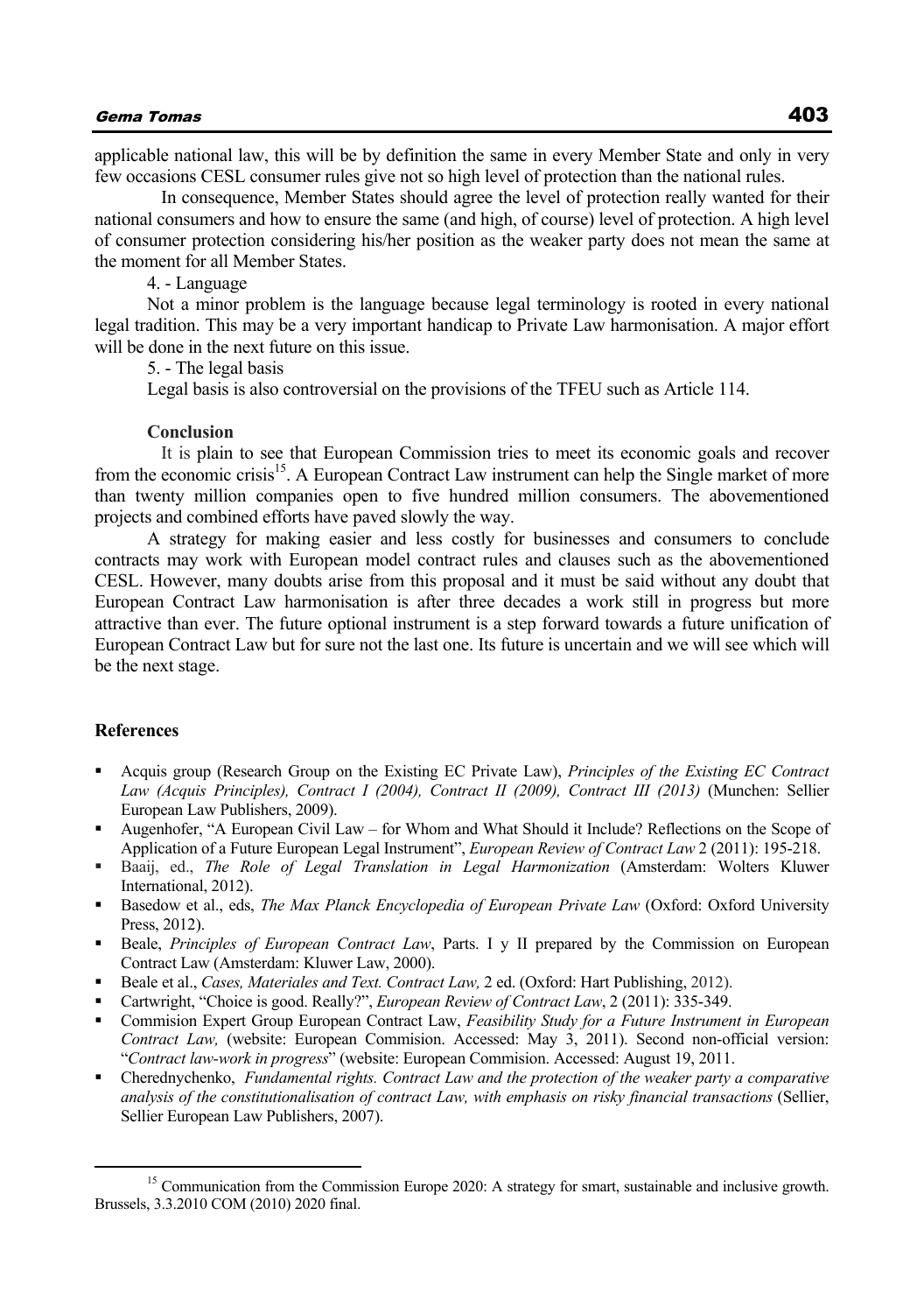applicable national law, this will be by definition the same in every Member State and only in very few occasions CESL consumer rules give not so high level of protection than the national rules.

In consequence, Member States should agree the level of protection really wanted for their national consumers and how to ensure the same (and high, of course) level of protection. A high level of consumer protection considering his/her position as the weaker party does not mean the same at the moment for all Member States.

4. - Language

Not a minor problem is the language because legal terminology is rooted in every national legal tradition. This may be a very important handicap to Private Law harmonisation. A major effort will be done in the next future on this issue.

5. - The legal basis

Legal basis is also controversial on the provisions of the TFEU such as Article 114.

**Conclusion**

It is plain to see that European Commission tries to meet its economic goals and recover from the economic crisis[15]. A European Contract Law instrument can help the Single market of more than twenty million companies open to five hundred million consumers. The abovementioned projects and combined efforts have paved slowly the way.

A strategy for making easier and less costly for businesses and consumers to conclude contracts may work with European model contract rules and clauses such as the abovementioned CESL. However, many doubts arise from this proposal and it must be said without any doubt that European Contract Law harmonisation is after three decades a work still in progress but more attractive than ever. The future optional instrument is a step forward towards a future unification of European Contract Law but for sure not the last one. Its future is uncertain and we will see which will be the next stage.

**References**

- Acquis group (Research Group on the Existing EC Private Law), *Principles of the Existing EC Contract Law (Acquis Principles), Contract I (2004), Contract II (2009), Contract III (2013)* (Munchen: Sellier European Law Publishers, 2009).
- Augenhofer, "A European Civil Law – for Whom and What Should it Include? Reflections on the Scope of Application of a Future European Legal Instrument", *European Review of Contract Law* 2 (2011): 195-218.
- Baaij, ed., *The Role of Legal Translation in Legal Harmonization* (Amsterdam: Wolters Kluwer International, 2012).
- Basedow et al., eds, *The Max Planck Encyclopedia of European Private Law* (Oxford: Oxford University Press, 2012).
- Beale, *Principles of European Contract Law*, Parts. I y II prepared by the Commission on European Contract Law (Amsterdam: Kluwer Law, 2000).
- Beale et al., *Cases, Materiales and Text. Contract Law,* 2 ed. (Oxford: Hart Publishing, 2012).
- Cartwright, "Choice is good. Really?", *European Review of Contract Law*, 2 (2011): 335-349.
- Commision Expert Group European Contract Law, *Feasibility Study for a Future Instrument in European Contract Law,* (website: European Commision. Accessed: May 3, 2011). Second non-official version: "*Contract law-work in progress*" (website: European Commision. Accessed: August 19, 2011.
- Cherednychenko, *Fundamental rights. Contract Law and the protection of the weaker party a comparative analysis of the constitutionalisation of contract Law, with emphasis on risky financial transactions* (Sellier, Sellier European Law Publishers, 2007).

[15] Communication from the Commission Europe 2020: A strategy for smart, sustainable and inclusive growth. Brussels, 3.3.2010 COM (2010) 2020 final.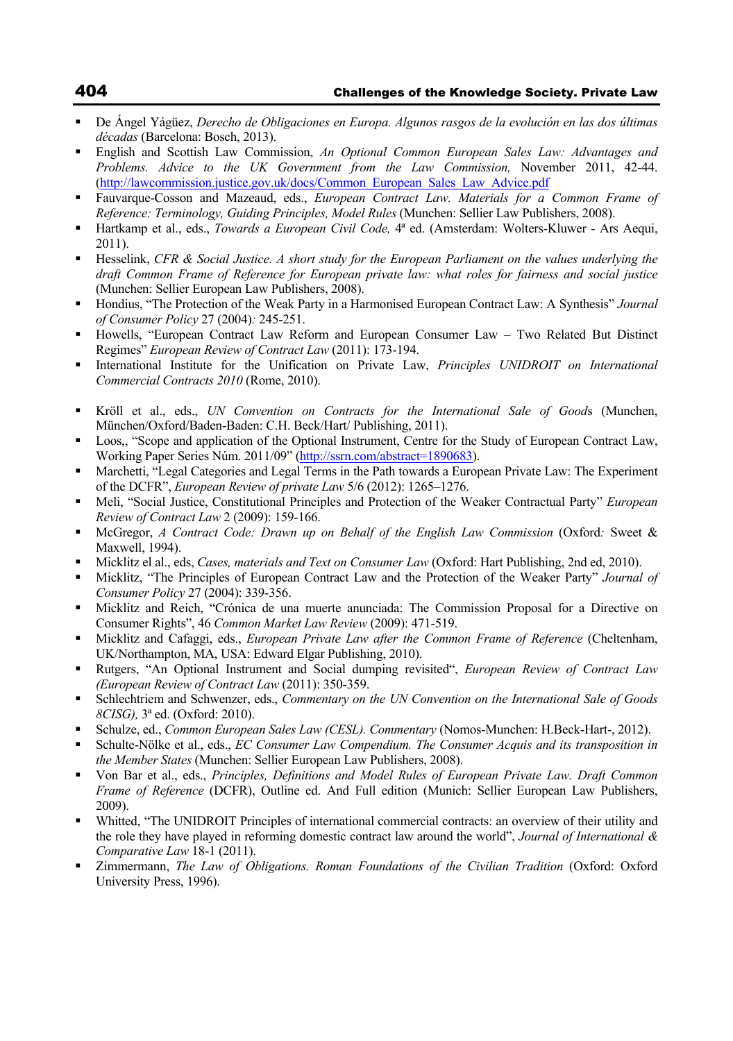- De Ángel Yágüez, *Derecho de Obligaciones en Europa. Algunos rasgos de la evolución en las dos últimas décadas* (Barcelona: Bosch, 2013).
- English and Scottish Law Commission, *An Optional Common European Sales Law: Advantages and Problems. Advice to the UK Government from the Law Commission,* November 2011, 42-44. (http://lawcommission.justice.gov.uk/docs/Common_European_Sales_Law_Advice.pdf
- Fauvarque-Cosson and Mazeaud, eds., *European Contract Law. Materials for a Common Frame of Reference: Terminology, Guiding Principles, Model Rules* (Munchen: Sellier Law Publishers, 2008).
- Hartkamp et al., eds., *Towards a European Civil Code,* 4ª ed. (Amsterdam: Wolters-Kluwer - Ars Aequi, 2011).
- Hesselink, *CFR & Social Justice. A short study for the European Parliament on the values underlying the draft Common Frame of Reference for European private law: what roles for fairness and social justice* (Munchen: Sellier European Law Publishers, 2008).
- Hondius, "The Protection of the Weak Party in a Harmonised European Contract Law: A Synthesis" *Journal of Consumer Policy* 27 (2004)*:* 245-251.
- Howells, "European Contract Law Reform and European Consumer Law – Two Related But Distinct Regimes" *European Review of Contract Law* (2011): 173-194.
- International Institute for the Unification on Private Law, *Principles UNIDROIT on International Commercial Contracts 2010* (Rome, 2010).
- Kröll et al., eds., *UN Convention on Contracts for the International Sale of Good*s (Munchen, München/Oxford/Baden-Baden: C.H. Beck/Hart/ Publishing, 2011).
- Loos,, "Scope and application of the Optional Instrument, Centre for the Study of European Contract Law, Working Paper Series Núm. 2011/09" (http://ssrn.com/abstract=1890683).
- Marchetti, "Legal Categories and Legal Terms in the Path towards a European Private Law: The Experiment of the DCFR", *European Review of private Law* 5/6 (2012): 1265–1276.
- Meli, "Social Justice, Constitutional Principles and Protection of the Weaker Contractual Party" *European Review of Contract Law* 2 (2009): 159-166.
- McGregor, *A Contract Code: Drawn up on Behalf of the English Law Commission* (Oxford*:* Sweet & Maxwell, 1994).
- Micklitz el al., eds, *Cases, materials and Text on Consumer Law* (Oxford: Hart Publishing, 2nd ed, 2010).
- Micklitz, "The Principles of European Contract Law and the Protection of the Weaker Party" *Journal of Consumer Policy* 27 (2004): 339-356.
- Micklitz and Reich, "Crónica de una muerte anunciada: The Commission Proposal for a Directive on Consumer Rights", 46 *Common Market Law Review* (2009): 471-519.
- Micklitz and Cafaggi, eds., *European Private Law after the Common Frame of Reference* (Cheltenham, UK/Northampton, MA, USA: Edward Elgar Publishing, 2010).
- Rutgers, "An Optional Instrument and Social dumping revisited", *European Review of Contract Law (European Review of Contract Law* (2011): 350-359.
- Schlechtriem and Schwenzer, eds., *Commentary on the UN Convention on the International Sale of Goods 8CISG),* 3ª ed. (Oxford: 2010).
- Schulze, ed., *Common European Sales Law (CESL). Commentary* (Nomos-Munchen: H.Beck-Hart-, 2012).
- Schulte-Nölke et al., eds., *EC Consumer Law Compendium. The Consumer Acquis and its transposition in the Member States* (Munchen: Sellier European Law Publishers, 2008).
- Von Bar et al., eds., *Principles, Definitions and Model Rules of European Private Law. Draft Common Frame of Reference* (DCFR), Outline ed. And Full edition (Munich: Sellier European Law Publishers, 2009).
- Whitted, "The UNIDROIT Principles of international commercial contracts: an overview of their utility and the role they have played in reforming domestic contract law around the world", *Journal of International & Comparative Law* 18-1 (2011).
- Zimmermann, *The Law of Obligations. Roman Foundations of the Civilian Tradition* (Oxford: Oxford University Press, 1996).